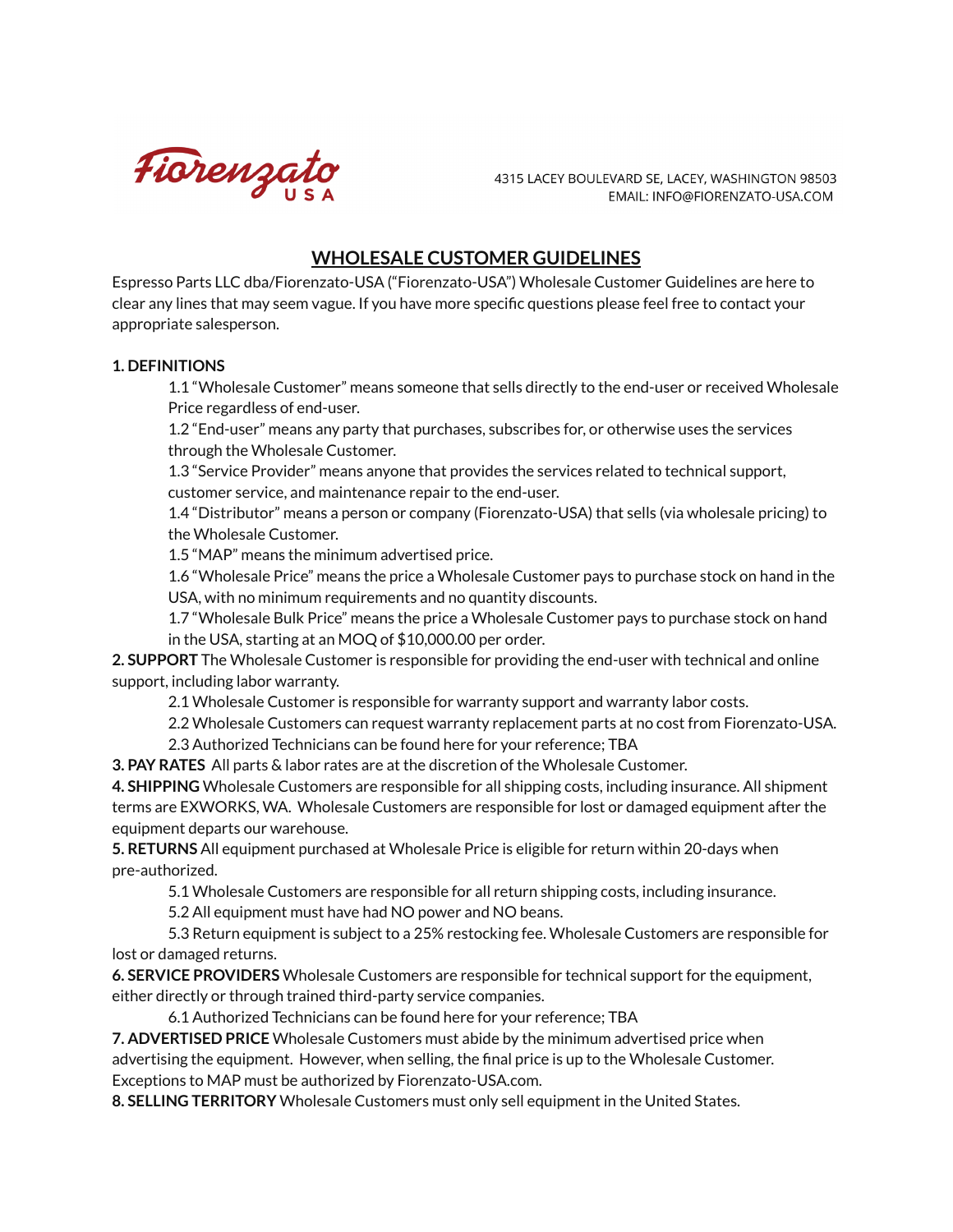Fiorenzato USA

4315 LACEY BOULEVARD SE, LACEY, WASHINGTON 98503
EMAIL: INFO@FIORENZATO-USA.COM

# WHOLESALE CUSTOMER GUIDELINES

Espresso Parts LLC dba/Fiorenzato-USA ("Fiorenzato-USA") Wholesale Customer Guidelines are here to clear any lines that may seem vague. If you have more specific questions please feel free to contact your appropriate salesperson.

**1. DEFINITIONS**

1.1 "Wholesale Customer" means someone that sells directly to the end-user or received Wholesale Price regardless of end-user.

1.2 "End-user" means any party that purchases, subscribes for, or otherwise uses the services through the Wholesale Customer.

1.3 "Service Provider" means anyone that provides the services related to technical support, customer service, and maintenance repair to the end-user.

1.4 "Distributor" means a person or company (Fiorenzato-USA) that sells (via wholesale pricing) to the Wholesale Customer.

1.5 "MAP" means the minimum advertised price.

1.6 "Wholesale Price" means the price a Wholesale Customer pays to purchase stock on hand in the USA, with no minimum requirements and no quantity discounts.

1.7 "Wholesale Bulk Price" means the price a Wholesale Customer pays to purchase stock on hand in the USA, starting at an MOQ of $10,000.00 per order.

**2. SUPPORT** The Wholesale Customer is responsible for providing the end-user with technical and online support, including labor warranty.

2.1 Wholesale Customer is responsible for warranty support and warranty labor costs.

2.2 Wholesale Customers can request warranty replacement parts at no cost from Fiorenzato-USA.

2.3 Authorized Technicians can be found here for your reference; TBA

**3. PAY RATES** All parts & labor rates are at the discretion of the Wholesale Customer.

**4. SHIPPING** Wholesale Customers are responsible for all shipping costs, including insurance. All shipment terms are EXWORKS, WA. Wholesale Customers are responsible for lost or damaged equipment after the equipment departs our warehouse.

**5. RETURNS** All equipment purchased at Wholesale Price is eligible for return within 20-days when pre-authorized.

5.1 Wholesale Customers are responsible for all return shipping costs, including insurance.

5.2 All equipment must have had NO power and NO beans.

5.3 Return equipment is subject to a 25% restocking fee. Wholesale Customers are responsible for lost or damaged returns.

**6. SERVICE PROVIDERS** Wholesale Customers are responsible for technical support for the equipment, either directly or through trained third-party service companies.

6.1 Authorized Technicians can be found here for your reference; TBA

**7. ADVERTISED PRICE** Wholesale Customers must abide by the minimum advertised price when advertising the equipment. However, when selling, the final price is up to the Wholesale Customer. Exceptions to MAP must be authorized by Fiorenzato-USA.com.

**8. SELLING TERRITORY** Wholesale Customers must only sell equipment in the United States.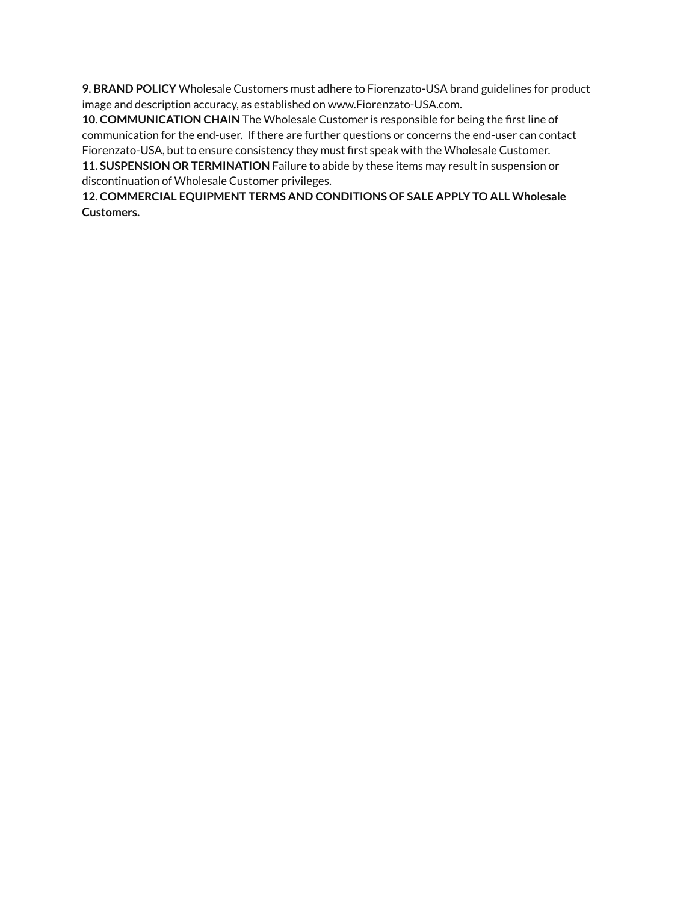**9. BRAND POLICY** Wholesale Customers must adhere to Fiorenzato-USA brand guidelines for product image and description accuracy, as established on www.Fiorenzato-USA.com.

**10. COMMUNICATION CHAIN** The Wholesale Customer is responsible for being the first line of communication for the end-user. If there are further questions or concerns the end-user can contact Fiorenzato-USA, but to ensure consistency they must first speak with the Wholesale Customer.

**11. SUSPENSION OR TERMINATION** Failure to abide by these items may result in suspension or discontinuation of Wholesale Customer privileges.

**12. COMMERCIAL EQUIPMENT TERMS AND CONDITIONS OF SALE APPLY TO ALL Wholesale Customers.**